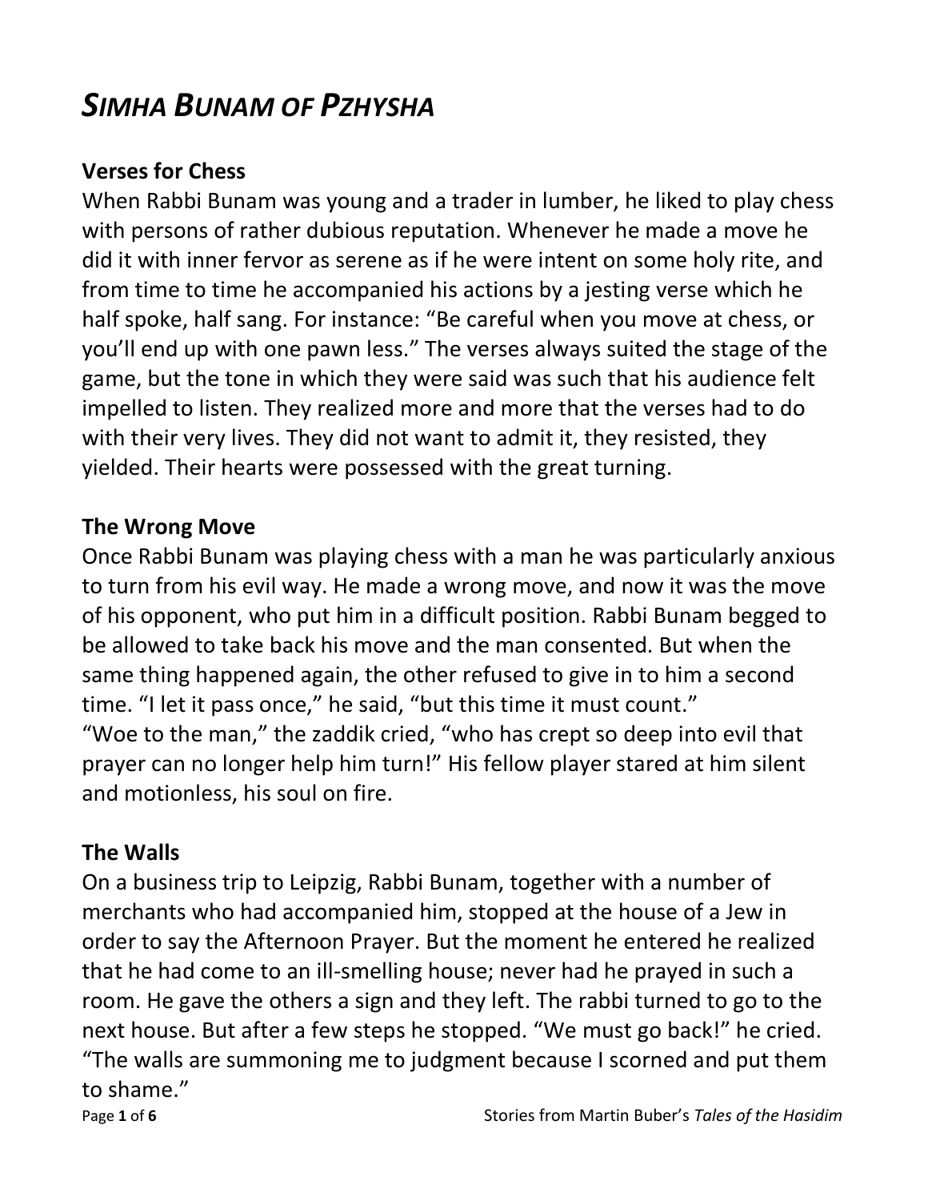# *SIMHA BUNAM OF PZHYSHA*

## Verses for Chess

When Rabbi Bunam was young and a trader in lumber, he liked to play chess with persons of rather dubious reputation. Whenever he made a move he did it with inner fervor as serene as if he were intent on some holy rite, and from time to time he accompanied his actions by a jesting verse which he half spoke, half sang. For instance: “Be careful when you move at chess, or you’ll end up with one pawn less.” The verses always suited the stage of the game, but the tone in which they were said was such that his audience felt impelled to listen. They realized more and more that the verses had to do with their very lives. They did not want to admit it, they resisted, they yielded. Their hearts were possessed with the great turning.

## The Wrong Move

Once Rabbi Bunam was playing chess with a man he was particularly anxious to turn from his evil way. He made a wrong move, and now it was the move of his opponent, who put him in a difficult position. Rabbi Bunam begged to be allowed to take back his move and the man consented. But when the same thing happened again, the other refused to give in to him a second time. “I let it pass once,” he said, “but this time it must count.”

“Woe to the man,” the zaddik cried, “who has crept so deep into evil that prayer can no longer help him turn!” His fellow player stared at him silent and motionless, his soul on fire.

## The Walls

On a business trip to Leipzig, Rabbi Bunam, together with a number of merchants who had accompanied him, stopped at the house of a Jew in order to say the Afternoon Prayer. But the moment he entered he realized that he had come to an ill-smelling house; never had he prayed in such a room. He gave the others a sign and they left. The rabbi turned to go to the next house. But after a few steps he stopped. “We must go back!” he cried. “The walls are summoning me to judgment because I scorned and put them to shame.”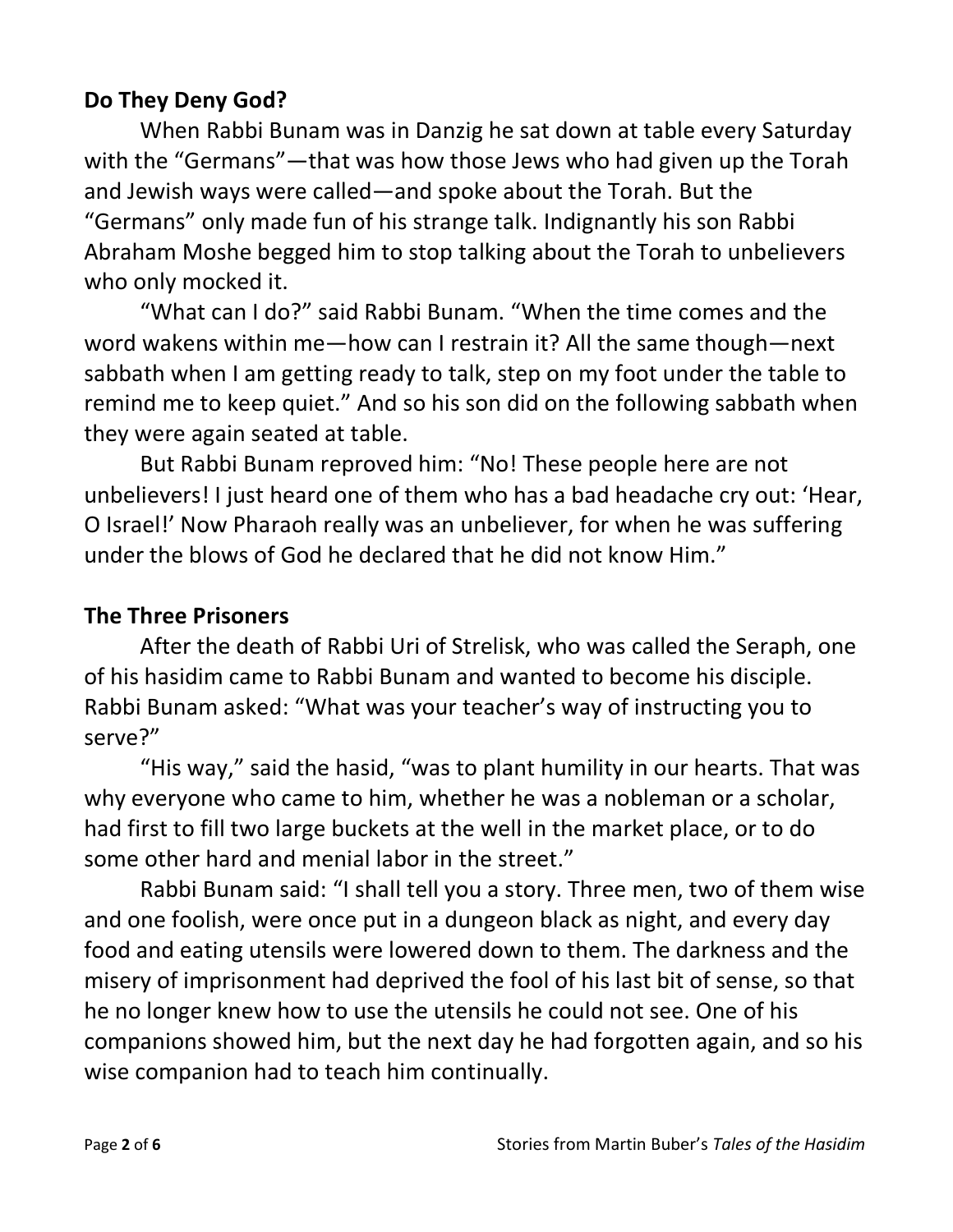## Do They Deny God?

When Rabbi Bunam was in Danzig he sat down at table every Saturday with the "Germans"—that was how those Jews who had given up the Torah and Jewish ways were called—and spoke about the Torah. But the "Germans" only made fun of his strange talk. Indignantly his son Rabbi Abraham Moshe begged him to stop talking about the Torah to unbelievers who only mocked it.

"What can I do?" said Rabbi Bunam. "When the time comes and the word wakens within me—how can I restrain it? All the same though—next sabbath when I am getting ready to talk, step on my foot under the table to remind me to keep quiet." And so his son did on the following sabbath when they were again seated at table.

But Rabbi Bunam reproved him: "No! These people here are not unbelievers! I just heard one of them who has a bad headache cry out: 'Hear, O Israel!' Now Pharaoh really was an unbeliever, for when he was suffering under the blows of God he declared that he did not know Him."

## The Three Prisoners

After the death of Rabbi Uri of Strelisk, who was called the Seraph, one of his hasidim came to Rabbi Bunam and wanted to become his disciple. Rabbi Bunam asked: "What was your teacher's way of instructing you to serve?"

"His way," said the hasid, "was to plant humility in our hearts. That was why everyone who came to him, whether he was a nobleman or a scholar, had first to fill two large buckets at the well in the market place, or to do some other hard and menial labor in the street."

Rabbi Bunam said: "I shall tell you a story. Three men, two of them wise and one foolish, were once put in a dungeon black as night, and every day food and eating utensils were lowered down to them. The darkness and the misery of imprisonment had deprived the fool of his last bit of sense, so that he no longer knew how to use the utensils he could not see. One of his companions showed him, but the next day he had forgotten again, and so his wise companion had to teach him continually.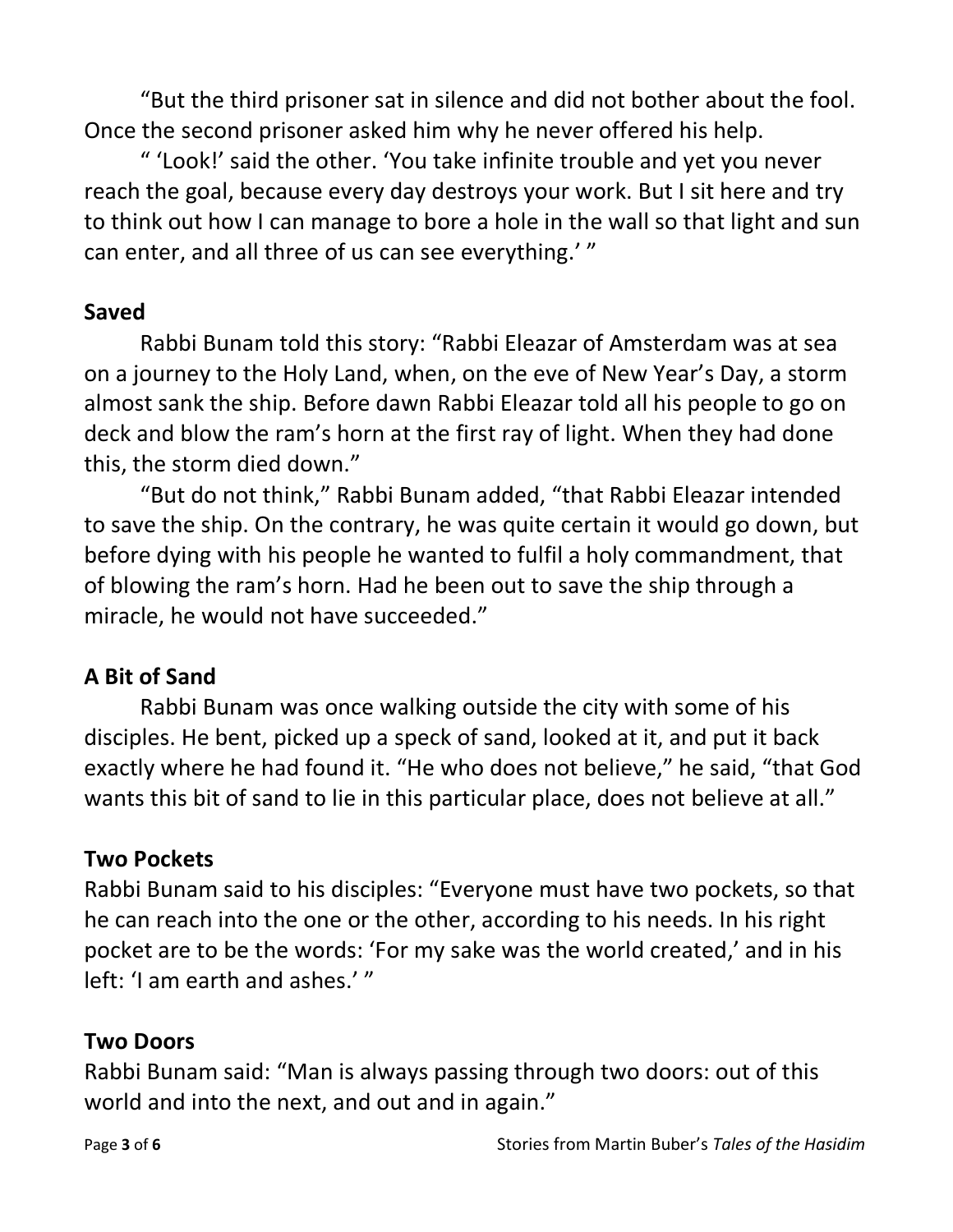"But the third prisoner sat in silence and did not bother about the fool. Once the second prisoner asked him why he never offered his help.

" 'Look!' said the other. 'You take infinite trouble and yet you never reach the goal, because every day destroys your work. But I sit here and try to think out how I can manage to bore a hole in the wall so that light and sun can enter, and all three of us can see everything.' "

## Saved

Rabbi Bunam told this story: "Rabbi Eleazar of Amsterdam was at sea on a journey to the Holy Land, when, on the eve of New Year's Day, a storm almost sank the ship. Before dawn Rabbi Eleazar told all his people to go on deck and blow the ram's horn at the first ray of light. When they had done this, the storm died down."

"But do not think," Rabbi Bunam added, "that Rabbi Eleazar intended to save the ship. On the contrary, he was quite certain it would go down, but before dying with his people he wanted to fulfil a holy commandment, that of blowing the ram's horn. Had he been out to save the ship through a miracle, he would not have succeeded."

## A Bit of Sand

Rabbi Bunam was once walking outside the city with some of his disciples. He bent, picked up a speck of sand, looked at it, and put it back exactly where he had found it. "He who does not believe," he said, "that God wants this bit of sand to lie in this particular place, does not believe at all."

## Two Pockets

Rabbi Bunam said to his disciples: "Everyone must have two pockets, so that he can reach into the one or the other, according to his needs. In his right pocket are to be the words: 'For my sake was the world created,' and in his left: 'I am earth and ashes.' "

## Two Doors

Rabbi Bunam said: "Man is always passing through two doors: out of this world and into the next, and out and in again."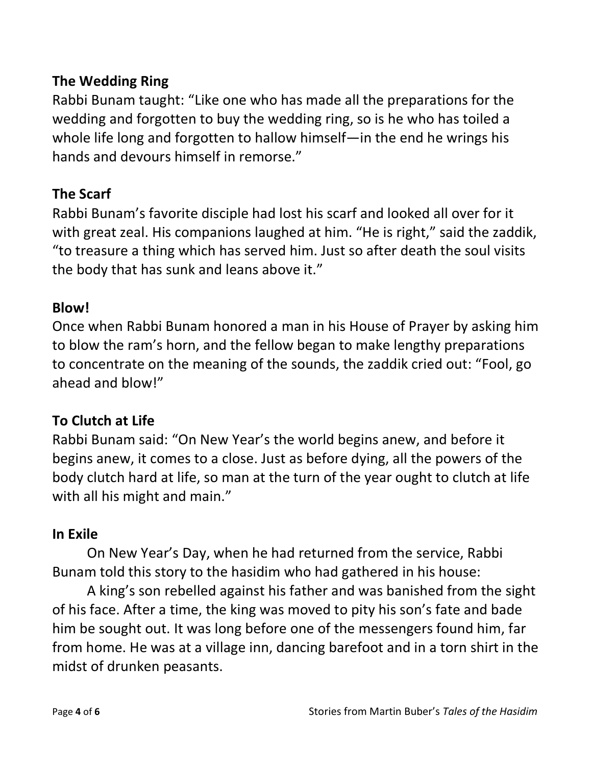**The Wedding Ring**

Rabbi Bunam taught: "Like one who has made all the preparations for the wedding and forgotten to buy the wedding ring, so is he who has toiled a whole life long and forgotten to hallow himself—in the end he wrings his hands and devours himself in remorse."

**The Scarf**

Rabbi Bunam's favorite disciple had lost his scarf and looked all over for it with great zeal. His companions laughed at him. "He is right," said the zaddik, "to treasure a thing which has served him. Just so after death the soul visits the body that has sunk and leans above it."

**Blow!**

Once when Rabbi Bunam honored a man in his House of Prayer by asking him to blow the ram's horn, and the fellow began to make lengthy preparations to concentrate on the meaning of the sounds, the zaddik cried out: "Fool, go ahead and blow!"

**To Clutch at Life**

Rabbi Bunam said: "On New Year's the world begins anew, and before it begins anew, it comes to a close. Just as before dying, all the powers of the body clutch hard at life, so man at the turn of the year ought to clutch at life with all his might and main."

**In Exile**

On New Year's Day, when he had returned from the service, Rabbi Bunam told this story to the hasidim who had gathered in his house:

A king's son rebelled against his father and was banished from the sight of his face. After a time, the king was moved to pity his son's fate and bade him be sought out. It was long before one of the messengers found him, far from home. He was at a village inn, dancing barefoot and in a torn shirt in the midst of drunken peasants.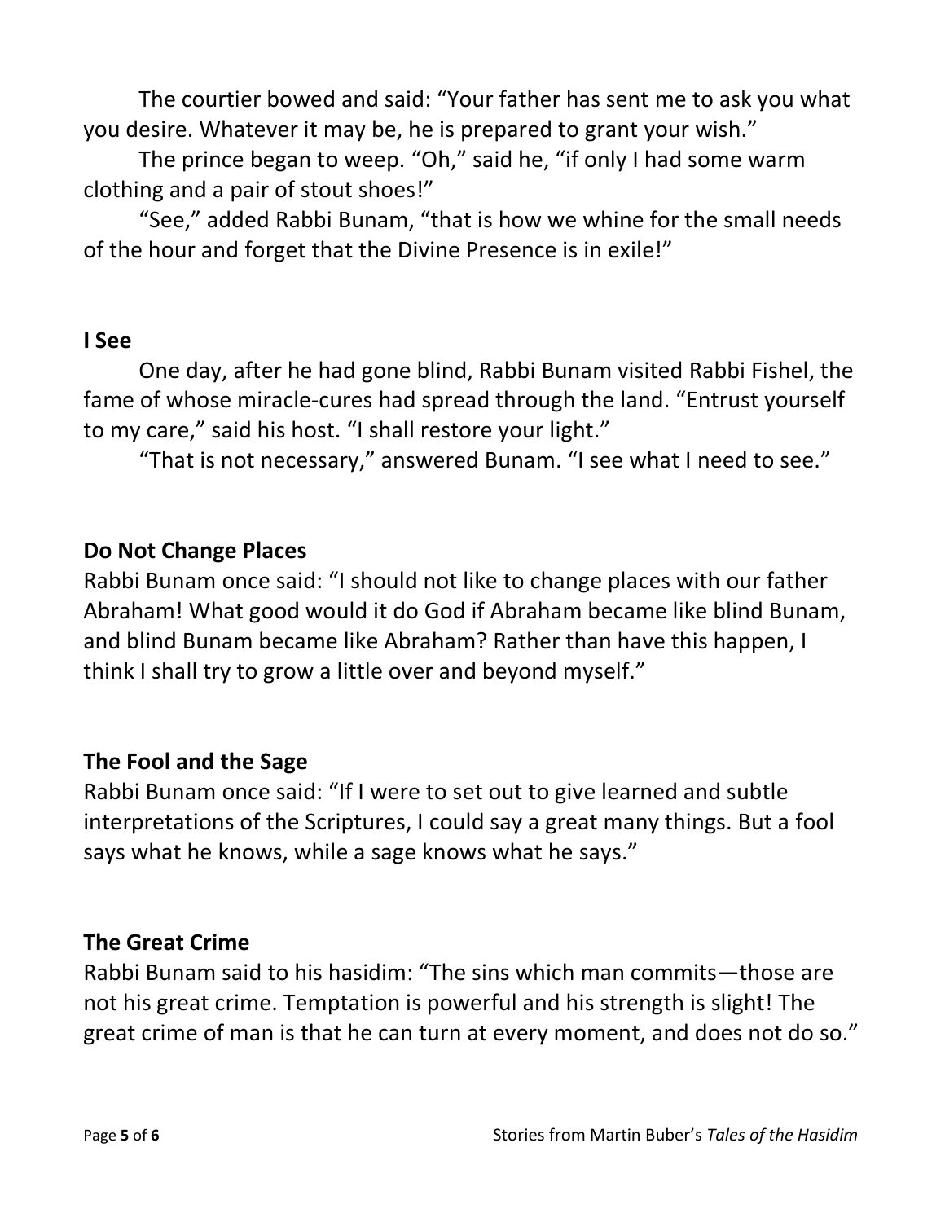The courtier bowed and said: “Your father has sent me to ask you what you desire. Whatever it may be, he is prepared to grant your wish.”

The prince began to weep. “Oh,” said he, “if only I had some warm clothing and a pair of stout shoes!”

“See,” added Rabbi Bunam, “that is how we whine for the small needs of the hour and forget that the Divine Presence is in exile!”

**I See**

One day, after he had gone blind, Rabbi Bunam visited Rabbi Fishel, the fame of whose miracle-cures had spread through the land. “Entrust yourself to my care,” said his host. “I shall restore your light.”

“That is not necessary,” answered Bunam. “I see what I need to see.”

**Do Not Change Places**

Rabbi Bunam once said: “I should not like to change places with our father Abraham! What good would it do God if Abraham became like blind Bunam, and blind Bunam became like Abraham? Rather than have this happen, I think I shall try to grow a little over and beyond myself.”

**The Fool and the Sage**

Rabbi Bunam once said: “If I were to set out to give learned and subtle interpretations of the Scriptures, I could say a great many things. But a fool says what he knows, while a sage knows what he says.”

**The Great Crime**

Rabbi Bunam said to his hasidim: “The sins which man commits—those are not his great crime. Temptation is powerful and his strength is slight! The great crime of man is that he can turn at every moment, and does not do so.”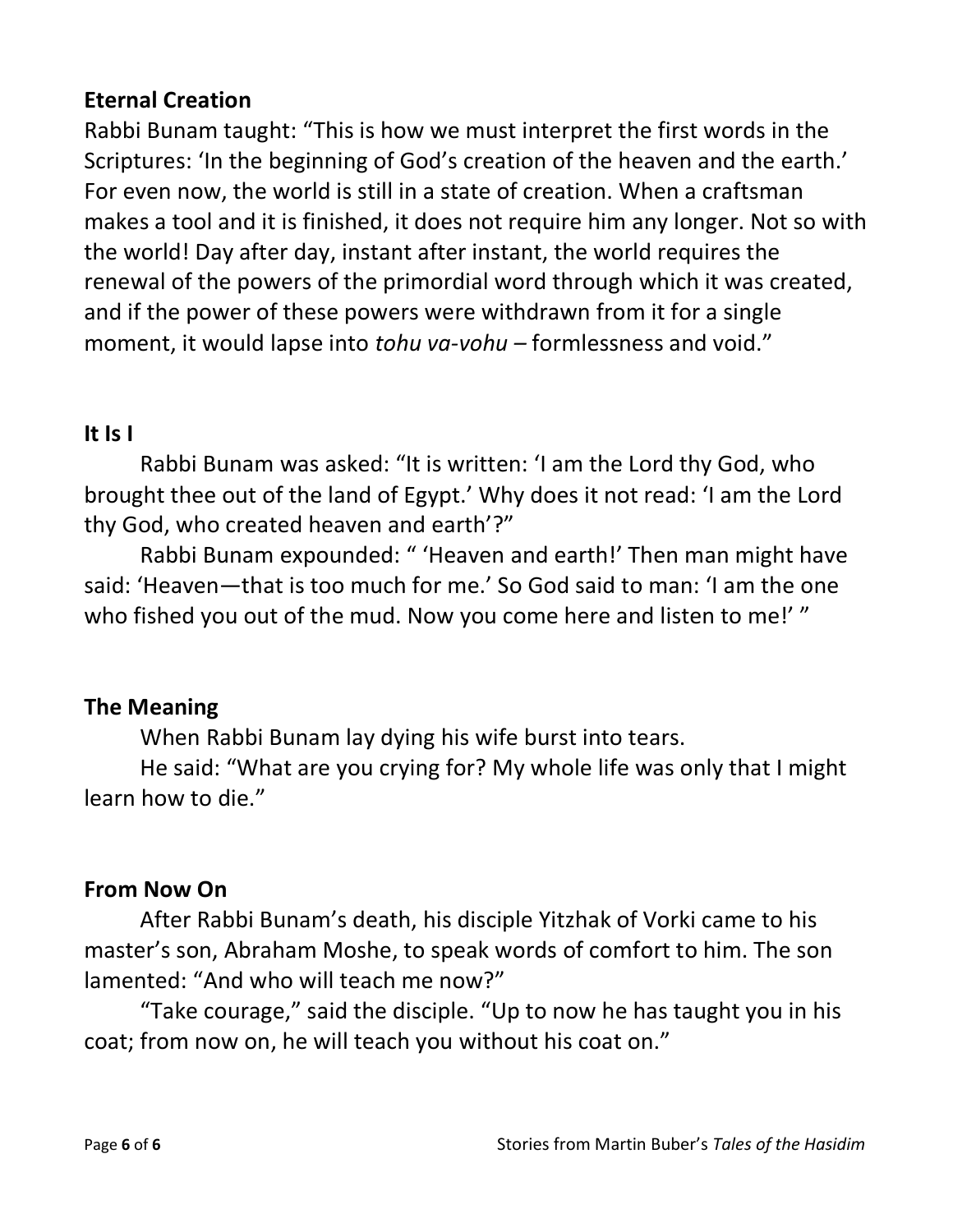**Eternal Creation**

Rabbi Bunam taught: "This is how we must interpret the first words in the Scriptures: 'In the beginning of God's creation of the heaven and the earth.' For even now, the world is still in a state of creation. When a craftsman makes a tool and it is finished, it does not require him any longer. Not so with the world! Day after day, instant after instant, the world requires the renewal of the powers of the primordial word through which it was created, and if the power of these powers were withdrawn from it for a single moment, it would lapse into *tohu va-vohu* – formlessness and void."

**It Is I**

Rabbi Bunam was asked: "It is written: 'I am the Lord thy God, who brought thee out of the land of Egypt.' Why does it not read: 'I am the Lord thy God, who created heaven and earth'?"

Rabbi Bunam expounded: " 'Heaven and earth!' Then man might have said: 'Heaven—that is too much for me.' So God said to man: 'I am the one who fished you out of the mud. Now you come here and listen to me!' "

**The Meaning**

When Rabbi Bunam lay dying his wife burst into tears.

He said: "What are you crying for? My whole life was only that I might learn how to die."

**From Now On**

After Rabbi Bunam's death, his disciple Yitzhak of Vorki came to his master's son, Abraham Moshe, to speak words of comfort to him. The son lamented: "And who will teach me now?"

"Take courage," said the disciple. "Up to now he has taught you in his coat; from now on, he will teach you without his coat on."